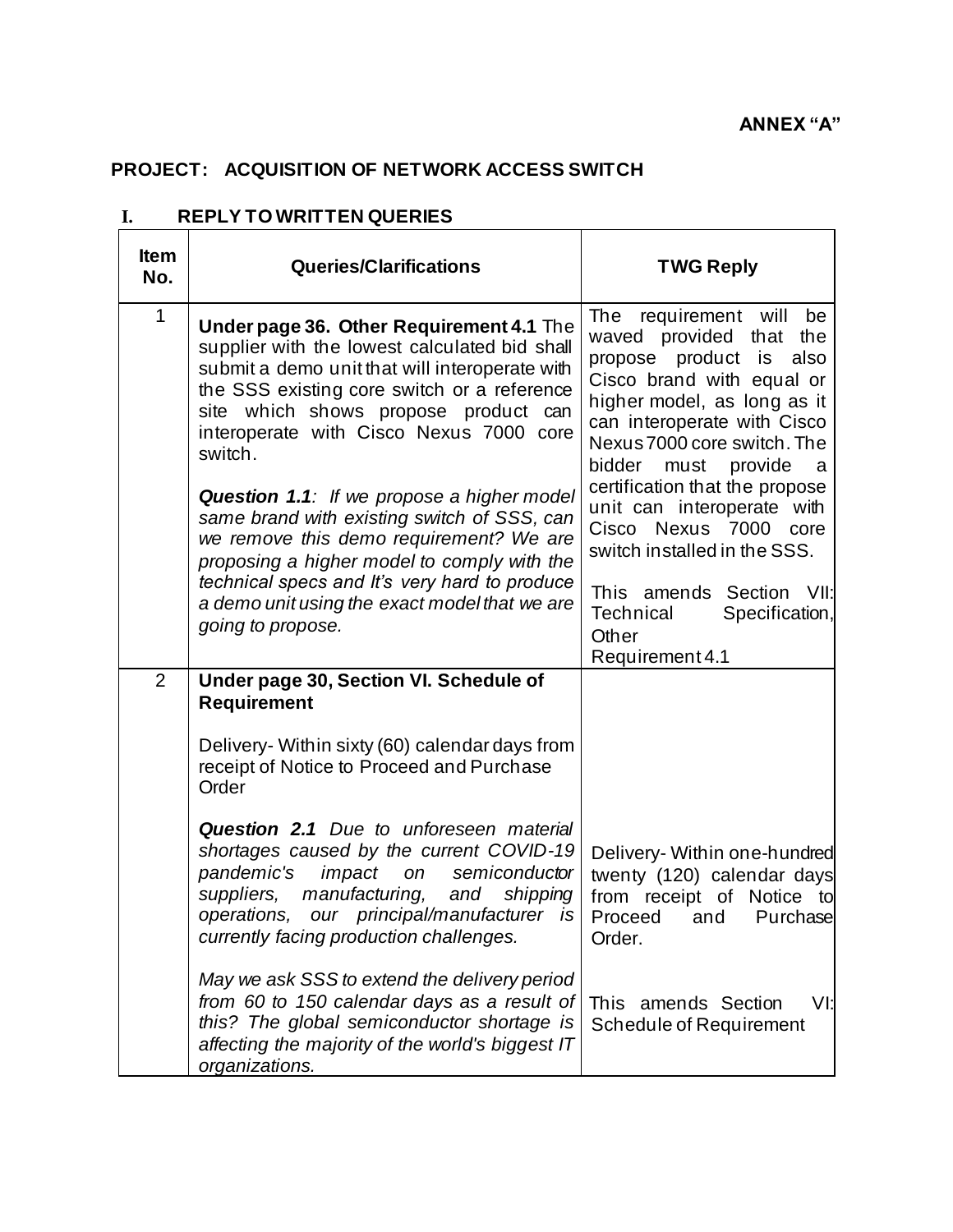**ANNEX "A"**

**PROJECT: ACQUISITION OF NETWORK ACCESS SWITCH**

## I. REPLY TO WRITTEN QUERIES

| Item No. | Queries/Clarifications | TWG Reply |
|---|---|---|
| 1 | **Under page 36. Other Requirement 4.1** The supplier with the lowest calculated bid shall submit a demo unit that will interoperate with the SSS existing core switch or a reference site which shows propose product can interoperate with Cisco Nexus 7000 core switch.<br><br>***Question 1.1**: If we propose a higher model same brand with existing switch of SSS, can we remove this demo requirement? We are proposing a higher model to comply with the technical specs and It's very hard to produce a demo unit using the exact model that we are going to propose.* | The requirement will be waved provided that the propose product is also Cisco brand with equal or higher model, as long as it can interoperate with Cisco Nexus 7000 core switch. The bidder must provide a certification that the propose unit can interoperate with Cisco Nexus 7000 core switch installed in the SSS.<br><br>This amends Section VII: Technical Specification, Other Requirement 4.1 |
| 2 | **Under page 30, Section VI. Schedule of Requirement**<br><br>Delivery- Within sixty (60) calendar days from receipt of Notice to Proceed and Purchase Order<br><br>***Question 2.1** Due to unforeseen material shortages caused by the current COVID-19 pandemic's impact on semiconductor suppliers, manufacturing, and shipping operations, our principal/manufacturer is currently facing production challenges.*<br><br>*May we ask SSS to extend the delivery period from 60 to 150 calendar days as a result of this? The global semiconductor shortage is affecting the majority of the world's biggest IT organizations.* | Delivery- Within one-hundred twenty (120) calendar days from receipt of Notice to Proceed and Purchase Order.<br><br>This amends Section VI: Schedule of Requirement |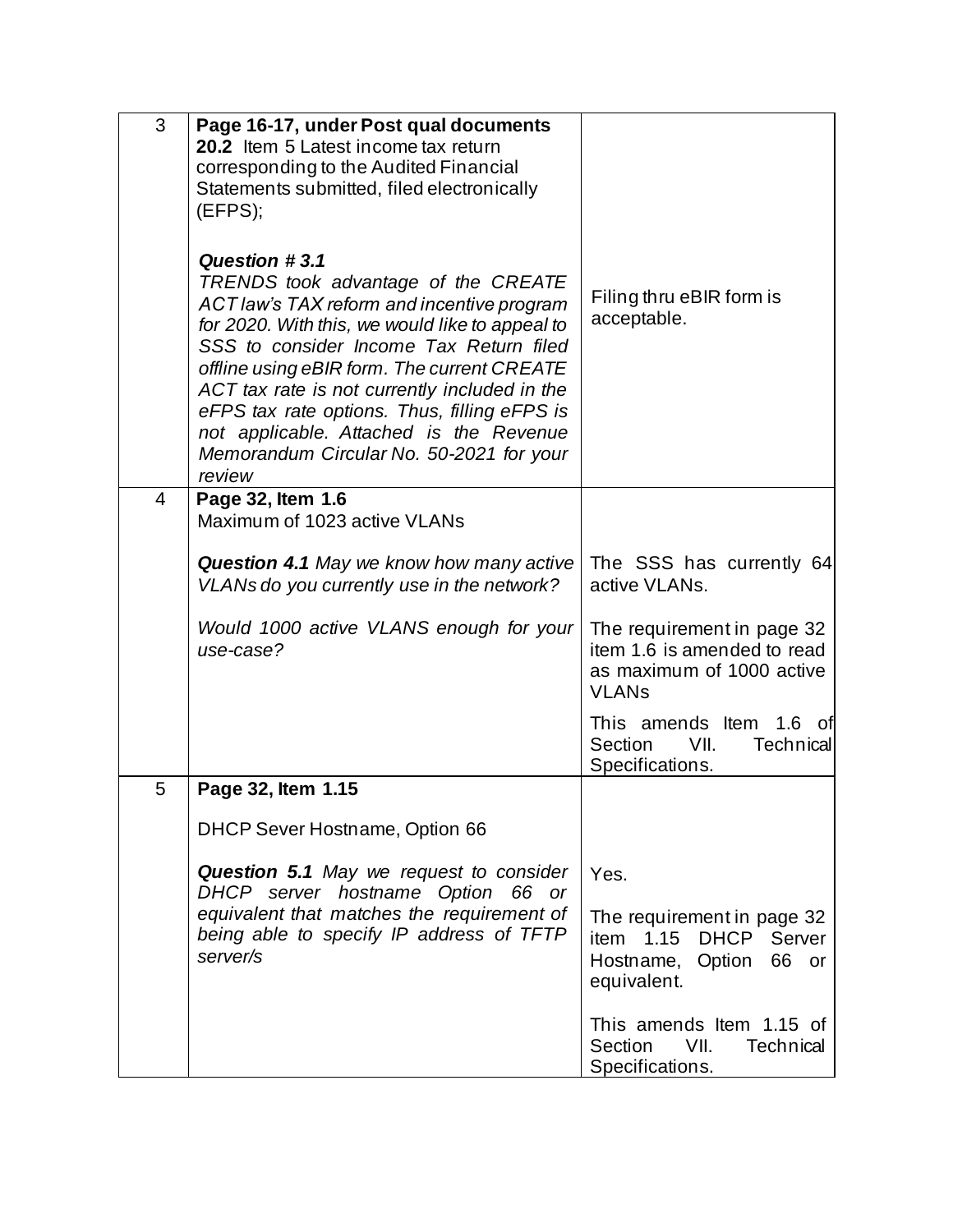| | | |
|---|---|---|
| 3 | **Page 16-17, under Post qual documents**<br>**20.2** Item 5 Latest income tax return corresponding to the Audited Financial Statements submitted, filed electronically (EFPS);<br><br>***Question # 3.1***<br>*TRENDS took advantage of the CREATE ACT law's TAX reform and incentive program for 2020. With this, we would like to appeal to SSS to consider Income Tax Return filed offline using eBIR form. The current CREATE ACT tax rate is not currently included in the eFPS tax rate options. Thus, filling eFPS is not applicable. Attached is the Revenue Memorandum Circular No. 50-2021 for your review* | Filing thru eBIR form is acceptable. |
| 4 | **Page 32, Item 1.6**<br>Maximum of 1023 active VLANs<br><br>***Question 4.1*** *May we know how many active VLANs do you currently use in the network?*<br><br>*Would 1000 active VLANS enough for your use-case?* | The SSS has currently 64 active VLANs.<br><br>The requirement in page 32 item 1.6 is amended to read as maximum of 1000 active VLANs<br><br>This amends Item 1.6 of Section VII. Technical Specifications. |
| 5 | **Page 32, Item 1.15**<br><br>DHCP Sever Hostname, Option 66<br><br>***Question 5.1*** *May we request to consider DHCP server hostname Option 66 or equivalent that matches the requirement of being able to specify IP address of TFTP server/s* | Yes.<br><br>The requirement in page 32 item 1.15 DHCP Server Hostname, Option 66 or equivalent.<br><br>This amends Item 1.15 of Section VII. Technical Specifications. |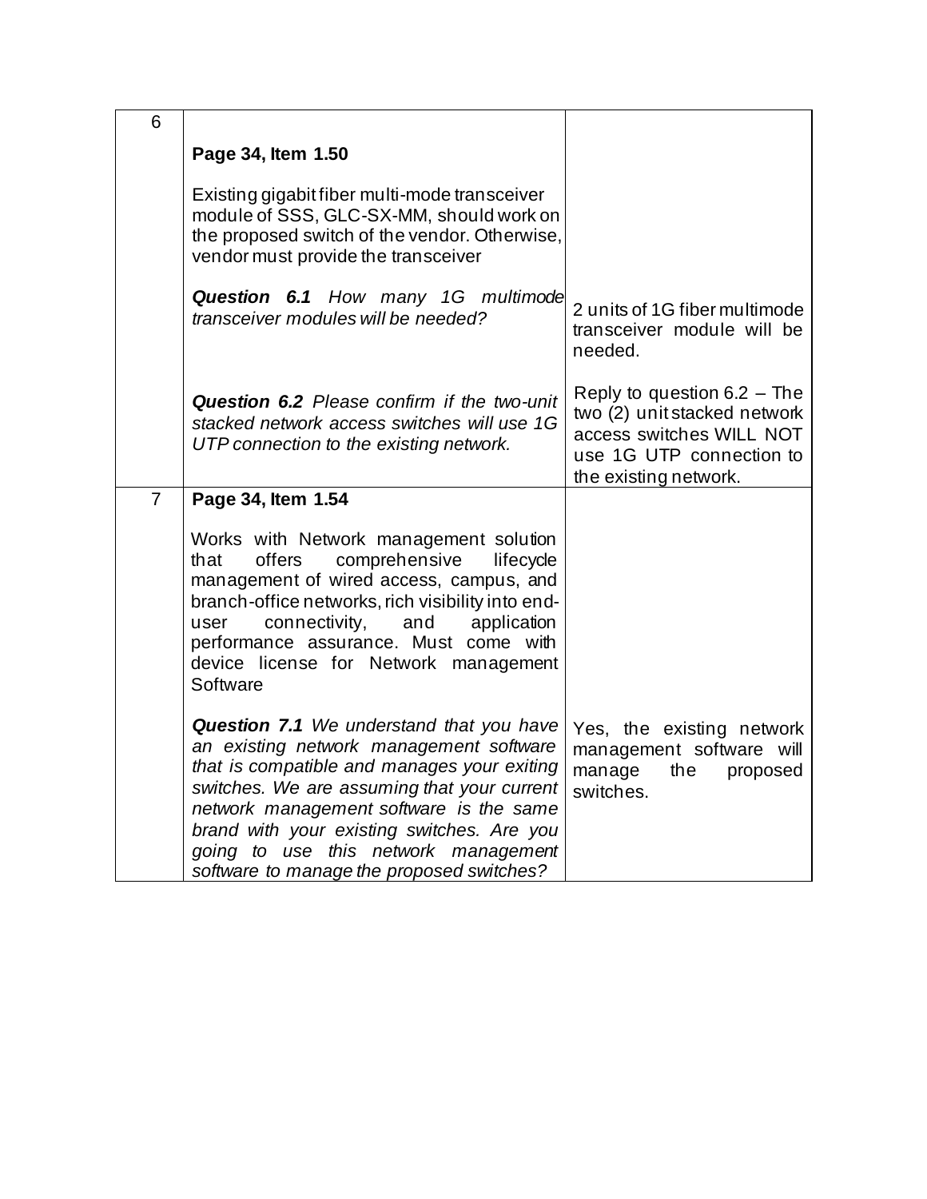| | | |
|---|---|---|
| 6 | **Page 34, Item 1.50**<br><br>Existing gigabit fiber multi-mode transceiver module of SSS, GLC-SX-MM, should work on the proposed switch of the vendor. Otherwise, vendor must provide the transceiver<br><br>***Question 6.1*** *How many 1G multimode transceiver modules will be needed?*<br><br>***Question 6.2*** *Please confirm if the two-unit stacked network access switches will use 1G UTP connection to the existing network.* | 2 units of 1G fiber multimode transceiver module will be needed.<br><br>Reply to question 6.2 – The two (2) unit stacked network access switches WILL NOT use 1G UTP connection to the existing network. |
| 7 | **Page 34, Item 1.54**<br><br>Works with Network management solution that offers comprehensive lifecycle management of wired access, campus, and branch-office networks, rich visibility into end-user connectivity, and application performance assurance. Must come with device license for Network management Software<br><br>***Question 7.1*** *We understand that you have an existing network management software that is compatible and manages your exiting switches. We are assuming that your current network management software is the same brand with your existing switches. Are you going to use this network management software to manage the proposed switches?* | Yes, the existing network management software will manage the proposed switches. |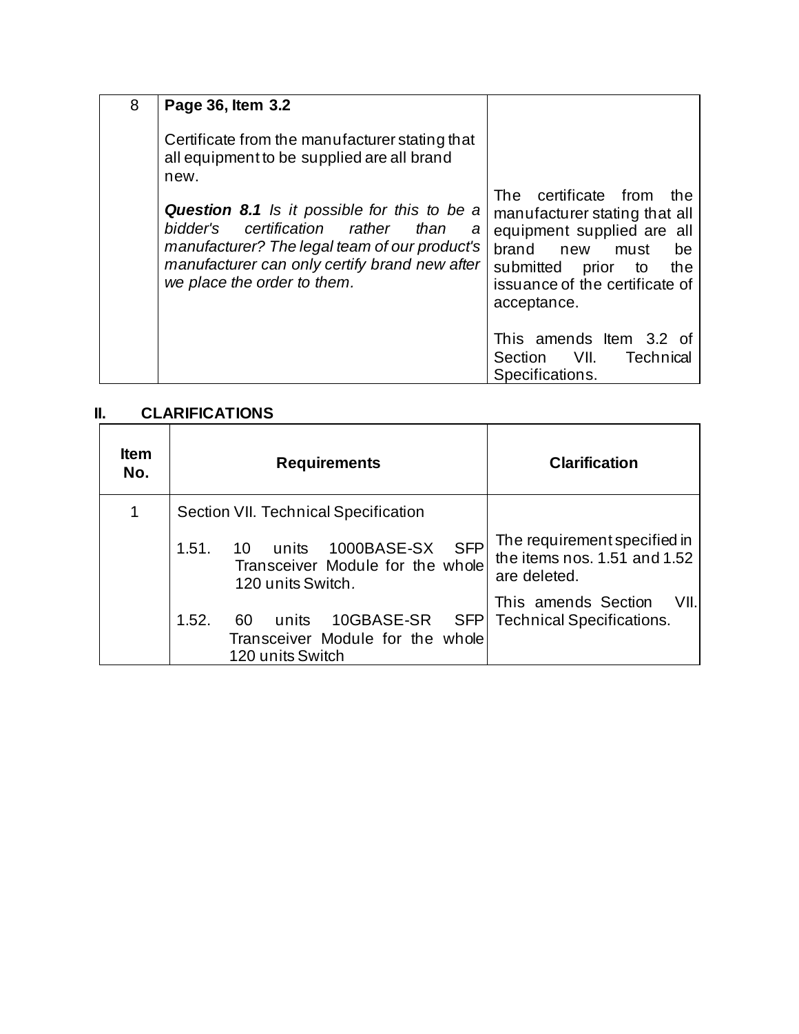| | | |
|---|---|---|
| 8 | **Page 36, Item 3.2**<br><br>Certificate from the manufacturer stating that all equipment to be supplied are all brand new.<br><br>***Question 8.1*** *Is it possible for this to be a bidder's certification rather than a manufacturer? The legal team of our product's manufacturer can only certify brand new after we place the order to them.* | The certificate from the manufacturer stating that all equipment supplied are all brand new must be submitted prior to the issuance of the certificate of acceptance.<br><br>This amends Item 3.2 of Section VII. Technical Specifications. |

## II. CLARIFICATIONS

| Item No. | Requirements | Clarification |
|---|---|---|
| 1 | Section VII. Technical Specification<br><br>1.51. 10 units 1000BASE-SX SFP Transceiver Module for the whole 120 units Switch.<br><br>1.52. 60 units 10GBASE-SR SFP Transceiver Module for the whole 120 units Switch | The requirement specified in the items nos. 1.51 and 1.52 are deleted.<br><br>This amends Section VII. Technical Specifications. |